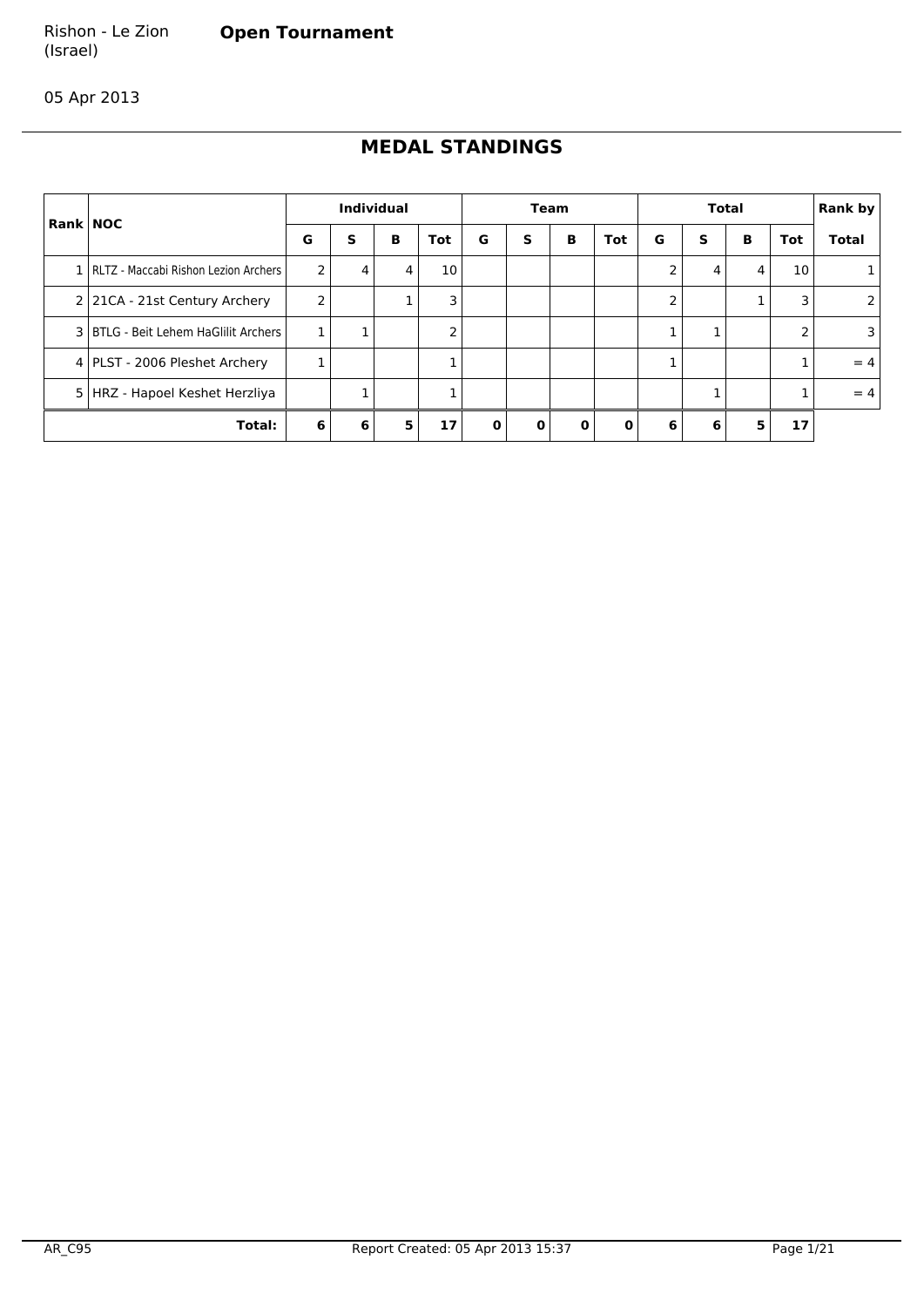Rishon - Le Zion (Israel)

**Open Tournament**

05 Apr 2013

## MEDAL STANDINGS

| Rank | NOC | Individual | | | | Team | | | | Total | | | | Rank by |
|---|---|---|---|---|---|---|---|---|---|---|---|---|---|---|
| | | G | S | B | Tot | G | S | B | Tot | G | S | B | Tot | Total |
| 1 | RLTZ - Maccabi Rishon Lezion Archers | 2 | 4 | 4 | 10 | | | | | 2 | 4 | 4 | 10 | 1 |
| 2 | 21CA - 21st Century Archery | 2 | | 1 | 3 | | | | | 2 | | 1 | 3 | 2 |
| 3 | BTLG - Beit Lehem HaGlilit Archers | 1 | 1 | | 2 | | | | | 1 | 1 | | 2 | 3 |
| 4 | PLST - 2006 Pleshet Archery | 1 | | | 1 | | | | | 1 | | | 1 | = 4 |
| 5 | HRZ - Hapoel Keshet Herzliya | | 1 | | 1 | | | | | | 1 | | 1 | = 4 |
| | **Total:** | **6** | **6** | **5** | **17** | **0** | **0** | **0** | **0** | **6** | **6** | **5** | **17** | |

AR_C95 Report Created: 05 Apr 2013 15:37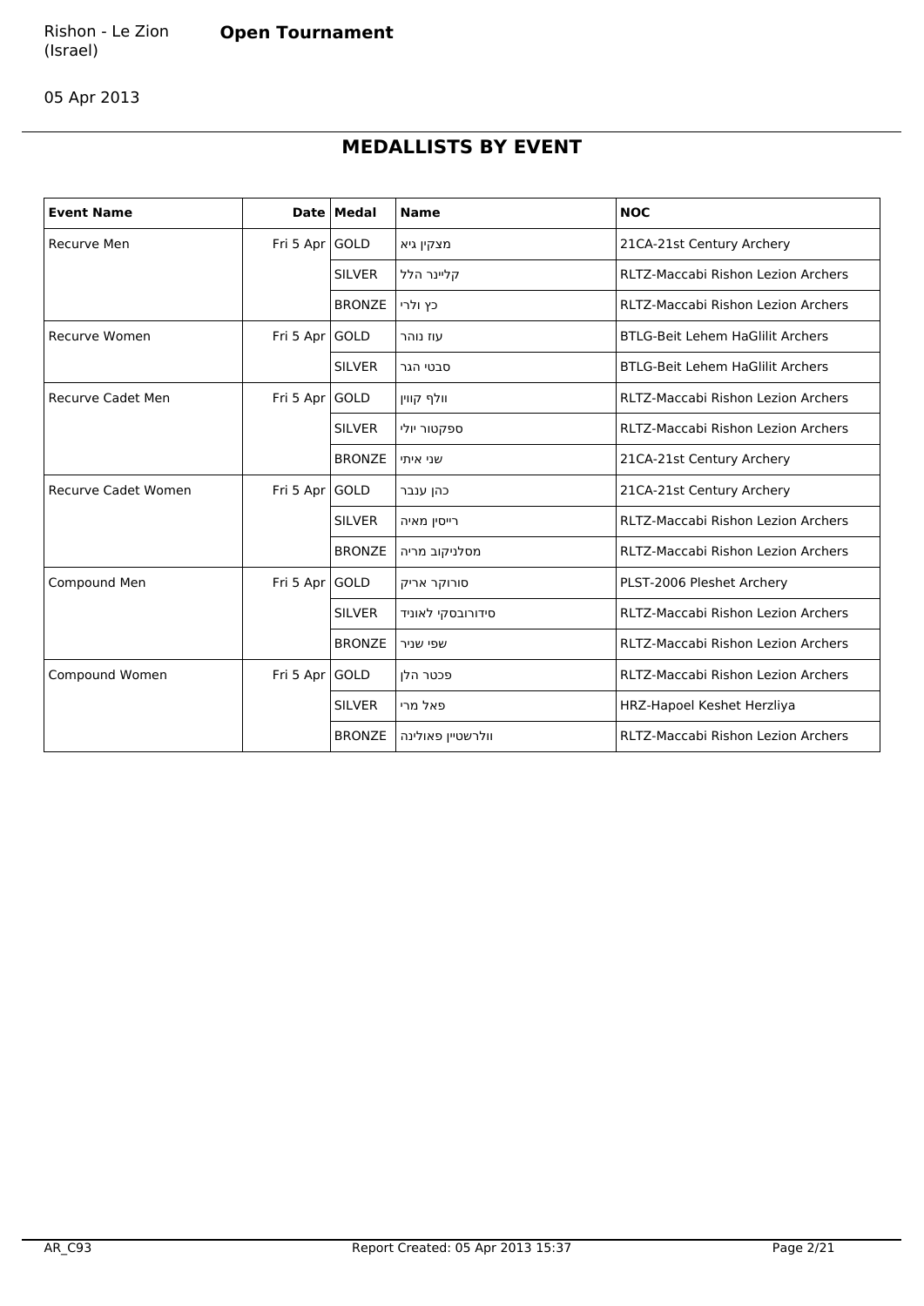Rishon - Le Zion (Israel)

**Open Tournament**

05 Apr 2013

## MEDALLISTS BY EVENT

| Event Name | Date | Medal | Name | NOC |
|---|---|---|---|---|
| Recurve Men | Fri 5 Apr | GOLD | מצקין גיא | 21CA-21st Century Archery |
| | | SILVER | קליינר הלל | RLTZ-Maccabi Rishon Lezion Archers |
| | | BRONZE | כץ ולרי | RLTZ-Maccabi Rishon Lezion Archers |
| Recurve Women | Fri 5 Apr | GOLD | עוז נוהר | BTLG-Beit Lehem HaGlilit Archers |
| | | SILVER | סבטי הגר | BTLG-Beit Lehem HaGlilit Archers |
| Recurve Cadet Men | Fri 5 Apr | GOLD | וולף קווין | RLTZ-Maccabi Rishon Lezion Archers |
| | | SILVER | ספקטור יולי | RLTZ-Maccabi Rishon Lezion Archers |
| | | BRONZE | שני איתי | 21CA-21st Century Archery |
| Recurve Cadet Women | Fri 5 Apr | GOLD | כהן ענבר | 21CA-21st Century Archery |
| | | SILVER | רייסין מאיה | RLTZ-Maccabi Rishon Lezion Archers |
| | | BRONZE | מסלניקוב מריה | RLTZ-Maccabi Rishon Lezion Archers |
| Compound Men | Fri 5 Apr | GOLD | סורוקר אריק | PLST-2006 Pleshet Archery |
| | | SILVER | סידורובסקי לאוניד | RLTZ-Maccabi Rishon Lezion Archers |
| | | BRONZE | שפי שניר | RLTZ-Maccabi Rishon Lezion Archers |
| Compound Women | Fri 5 Apr | GOLD | פכטר הלן | RLTZ-Maccabi Rishon Lezion Archers |
| | | SILVER | פאל מרי | HRZ-Hapoel Keshet Herzliya |
| | | BRONZE | וולרשטיין פאולינה | RLTZ-Maccabi Rishon Lezion Archers |

AR_C93 Report Created: 05 Apr 2013 15:37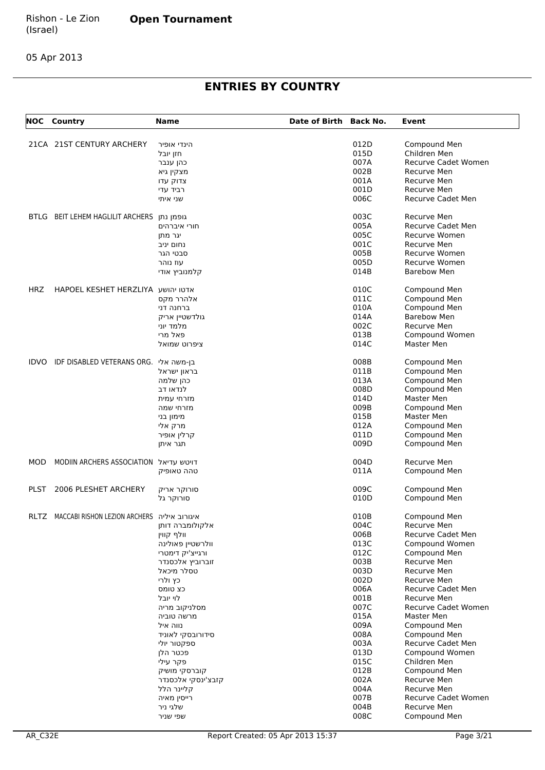Rishon - Le Zion (Israel)

**Open Tournament**

05 Apr 2013

## ENTRIES BY COUNTRY

| NOC | Country | Name | Date of Birth | Back No. | Event |
|---|---|---|---|---|---|
| 21CA | 21ST CENTURY ARCHERY | הינדי אופיר | | 012D | Compound Men |
| | | חזן יובל | | 015D | Children Men |
| | | כהן ענבר | | 007A | Recurve Cadet Women |
| | | מצקין גיא | | 002B | Recurve Men |
| | | צדוק עדו | | 001A | Recurve Men |
| | | רביד עדי | | 001D | Recurve Men |
| | | שני איתי | | 006C | Recurve Cadet Men |
| BTLG | BEIT LEHEM HAGLILIT ARCHERS | גופמן נתן | | 003C | Recurve Men |
| | | חורי איברהים | | 005A | Recurve Cadet Men |
| | | יגר מתן | | 005C | Recurve Women |
| | | נחום יניב | | 001C | Recurve Men |
| | | סבטי הגר | | 005B | Recurve Women |
| | | עוז נוהר | | 005D | Recurve Women |
| | | קלמנוביץ אודי | | 014B | Barebow Men |
| HRZ | HAPOEL KESHET HERZLIYA | אדטו יהושע | | 010C | Compound Men |
| | | אלהרר מקס | | 011C | Compound Men |
| | | ברחנה דני | | 010A | Compound Men |
| | | גולדשטיין אריק | | 014A | Barebow Men |
| | | מלמד יוני | | 002C | Recurve Men |
| | | פאל מרי | | 013B | Compound Women |
| | | ציפרוט שמואל | | 014C | Master Men |
| IDVO | IDF DISABLED VETERANS ORG. | בן-משה אלי | | 008B | Compound Men |
| | | בראון ישראל | | 011B | Compound Men |
| | | כהן שלמה | | 013A | Compound Men |
| | | לנדאו דב | | 008D | Compound Men |
| | | מזרחי עמית | | 014D | Master Men |
| | | מזרחי שמה | | 009B | Compound Men |
| | | מימון בני | | 015B | Master Men |
| | | מרק אלי | | 012A | Compound Men |
| | | קרלין אופיר | | 011D | Compound Men |
| | | תגר איתן | | 009D | Compound Men |
| MOD | MODIIN ARCHERS ASSOCIATION | דויטש עדיאל | | 004D | Recurve Men |
| | | טהה טאופיק | | 011A | Compound Men |
| PLST | 2006 PLESHET ARCHERY | סורוקר אריק | | 009C | Compound Men |
| | | סורוקר גל | | 010D | Compound Men |
| RLTZ | MACCABI RISHON LEZION ARCHERS | איגורוב איליה | | 010B | Compound Men |
| | | אלקולומברה דותן | | 004C | Recurve Men |
| | | וולף קווין | | 006B | Recurve Cadet Men |
| | | וולרשטיין פאולינה | | 013C | Compound Women |
| | | ורגייצ'יק דימטרי | | 012C | Compound Men |
| | | זוברוביץ אלכסנדר | | 003B | Recurve Men |
| | | טסלר מיכאל | | 003D | Recurve Men |
| | | כץ ולרי | | 002D | Recurve Men |
| | | כצ טומס | | 006A | Recurve Cadet Men |
| | | לוי יובל | | 001B | Recurve Men |
| | | מסלניקוב מריה | | 007C | Recurve Cadet Women |
| | | מרשה טוביה | | 015A | Master Men |
| | | נווה איל | | 009A | Compound Men |
| | | סידורובסקי לאוניד | | 008A | Compound Men |
| | | ספקטור יולי | | 003A | Recurve Cadet Men |
| | | פכטר הלן | | 013D | Compound Women |
| | | פקר עילי | | 015C | Children Men |
| | | קוברסקי מושיק | | 012B | Compound Men |
| | | קזבצ'ינסקי אלכסנדר | | 002A | Recurve Men |
| | | קליינר הלל | | 004A | Recurve Men |
| | | רייסין מאיה | | 007B | Recurve Cadet Women |
| | | שלגי ניר | | 004B | Recurve Men |
| | | שפי שניר | | 008C | Compound Men |

AR_C32E Report Created: 05 Apr 2013 15:37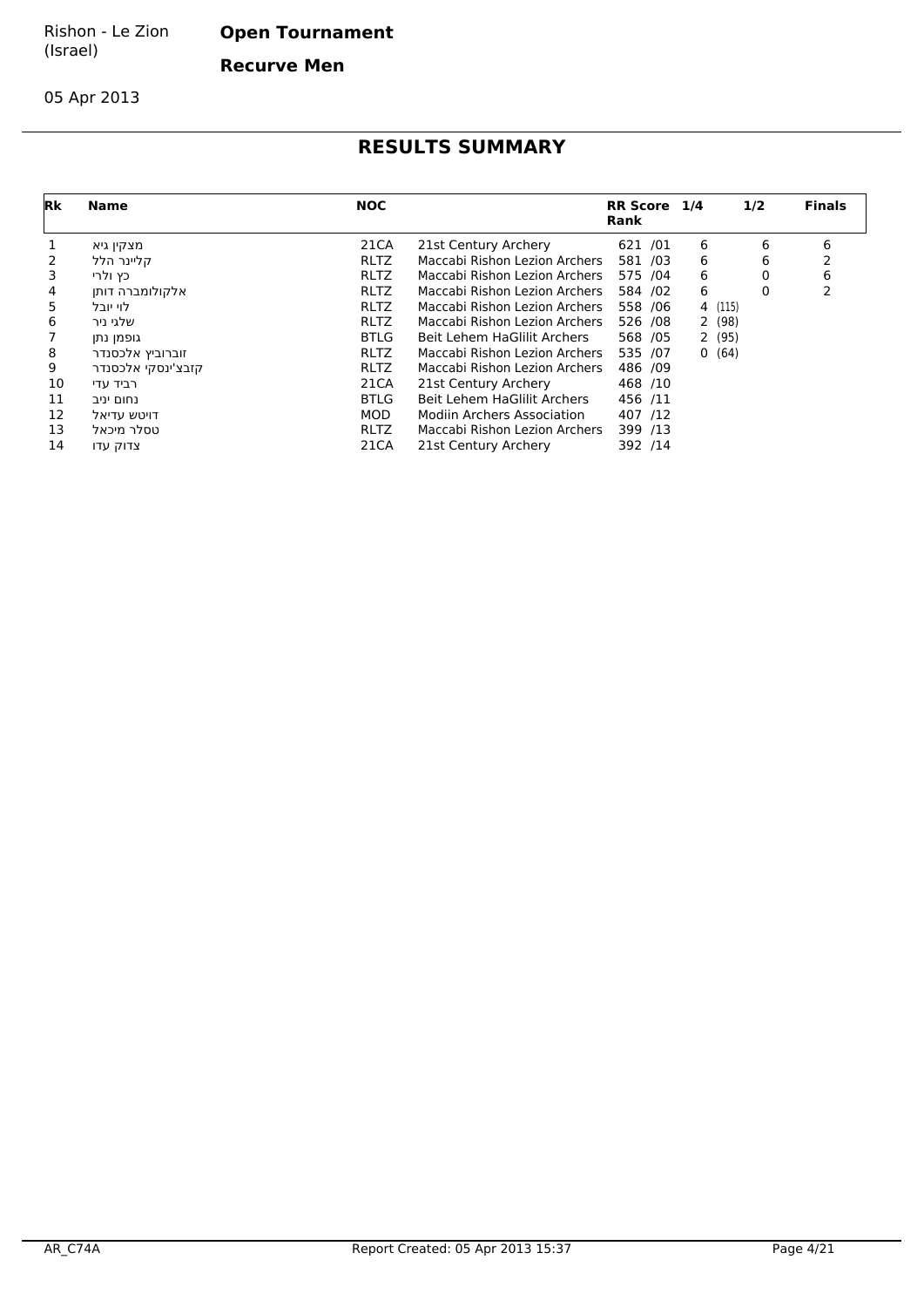Rishon - Le Zion (Israel)

**Open Tournament**

**Recurve Men**

05 Apr 2013

## RESULTS SUMMARY

| Rk | Name | NOC | | RR Score Rank | 1/4 | 1/2 | Finals |
|---|---|---|---|---|---|---|---|
| 1 | מצקין גיא | 21CA | 21st Century Archery | 621 /01 | 6 | 6 | 6 |
| 2 | קליינר הלל | RLTZ | Maccabi Rishon Lezion Archers | 581 /03 | 6 | 6 | 2 |
| 3 | כץ ולרי | RLTZ | Maccabi Rishon Lezion Archers | 575 /04 | 6 | 0 | 6 |
| 4 | אלקולומברה דותן | RLTZ | Maccabi Rishon Lezion Archers | 584 /02 | 6 | 0 | 2 |
| 5 | לוי יובל | RLTZ | Maccabi Rishon Lezion Archers | 558 /06 | 4 (115) | | |
| 6 | שלגי ניר | RLTZ | Maccabi Rishon Lezion Archers | 526 /08 | 2 (98) | | |
| 7 | גופמן נתן | BTLG | Beit Lehem HaGlilit Archers | 568 /05 | 2 (95) | | |
| 8 | זוברוביץ אלכסנדר | RLTZ | Maccabi Rishon Lezion Archers | 535 /07 | 0 (64) | | |
| 9 | קזבצ'ינסקי אלכסנדר | RLTZ | Maccabi Rishon Lezion Archers | 486 /09 | | | |
| 10 | רביד עדי | 21CA | 21st Century Archery | 468 /10 | | | |
| 11 | נחום יניב | BTLG | Beit Lehem HaGlilit Archers | 456 /11 | | | |
| 12 | דויטש עדיאל | MOD | Modiin Archers Association | 407 /12 | | | |
| 13 | טסלר מיכאל | RLTZ | Maccabi Rishon Lezion Archers | 399 /13 | | | |
| 14 | צדוק עדו | 21CA | 21st Century Archery | 392 /14 | | | |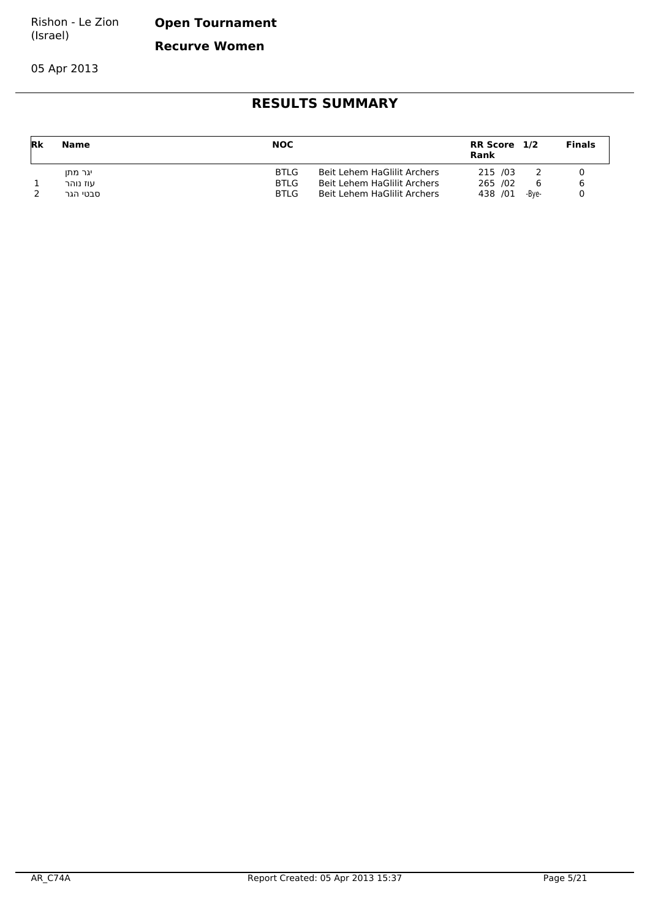Rishon - Le Zion (Israel)

**Open Tournament**

**Recurve Women**

05 Apr 2013

## RESULTS SUMMARY

| Rk | Name | NOC | | RR Score Rank | 1/2 | Finals |
|---|---|---|---|---|---|---|
| | יגר מתן | BTLG | Beit Lehem HaGlilit Archers | 215 /03 | 2 | 0 |
| 1 | עוז נוהר | BTLG | Beit Lehem HaGlilit Archers | 265 /02 | 6 | 6 |
| 2 | סבטי הגר | BTLG | Beit Lehem HaGlilit Archers | 438 /01 | -Bye- | 0 |

AR_C74A Report Created: 05 Apr 2013 15:37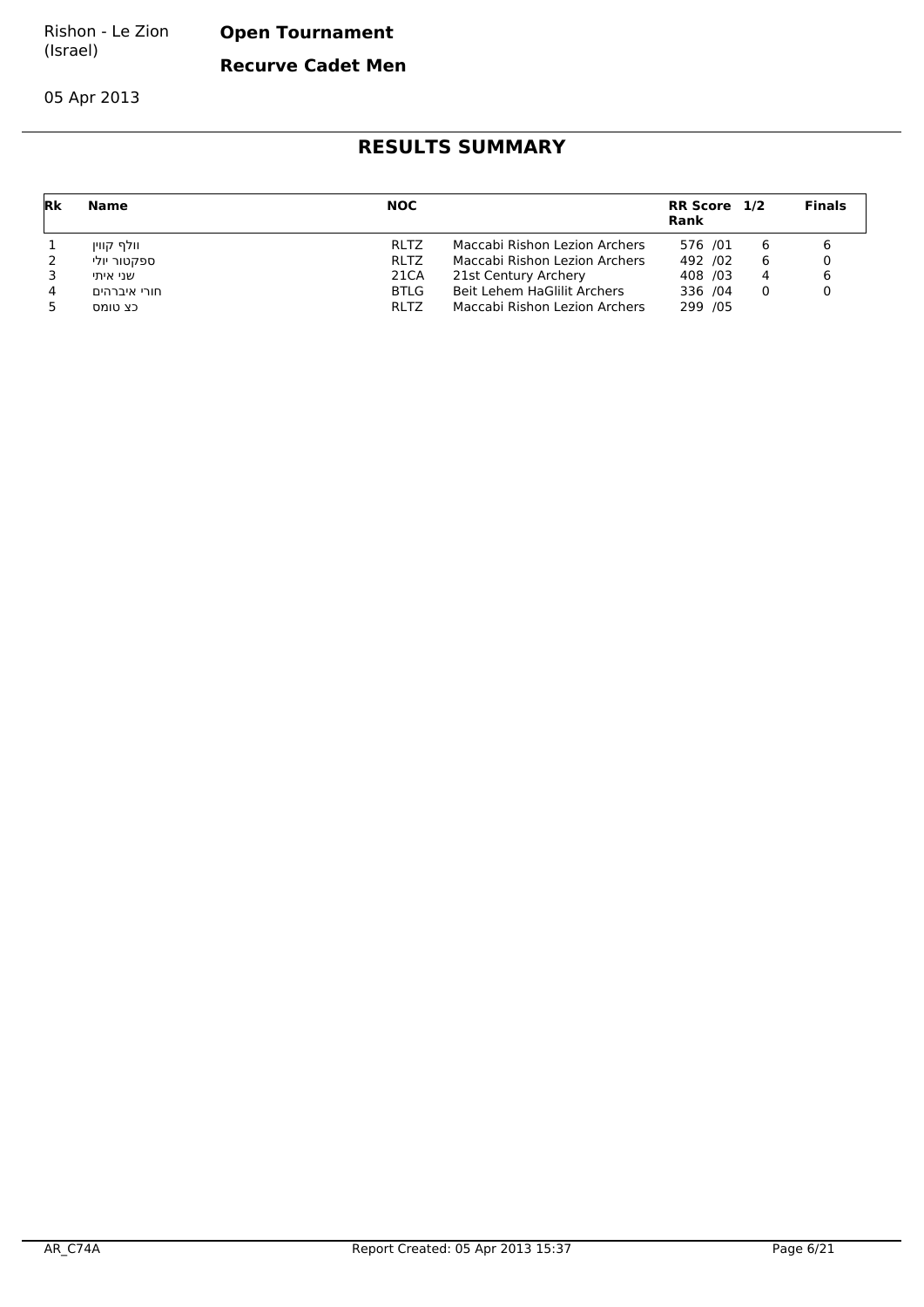Rishon - Le Zion (Israel)

**Open Tournament**

**Recurve Cadet Men**

05 Apr 2013

## RESULTS SUMMARY

| Rk | Name | NOC | | RR Score Rank | 1/2 | Finals |
|---|---|---|---|---|---|---|
| 1 | וולף קווין | RLTZ | Maccabi Rishon Lezion Archers | 576 /01 | 6 | 6 |
| 2 | ספקטור יולי | RLTZ | Maccabi Rishon Lezion Archers | 492 /02 | 6 | 0 |
| 3 | שני איתי | 21CA | 21st Century Archery | 408 /03 | 4 | 6 |
| 4 | חורי איברהים | BTLG | Beit Lehem HaGlilit Archers | 336 /04 | 0 | 0 |
| 5 | כץ טומס | RLTZ | Maccabi Rishon Lezion Archers | 299 /05 | | |

AR_C74A

Report Created: 05 Apr 2013 15:37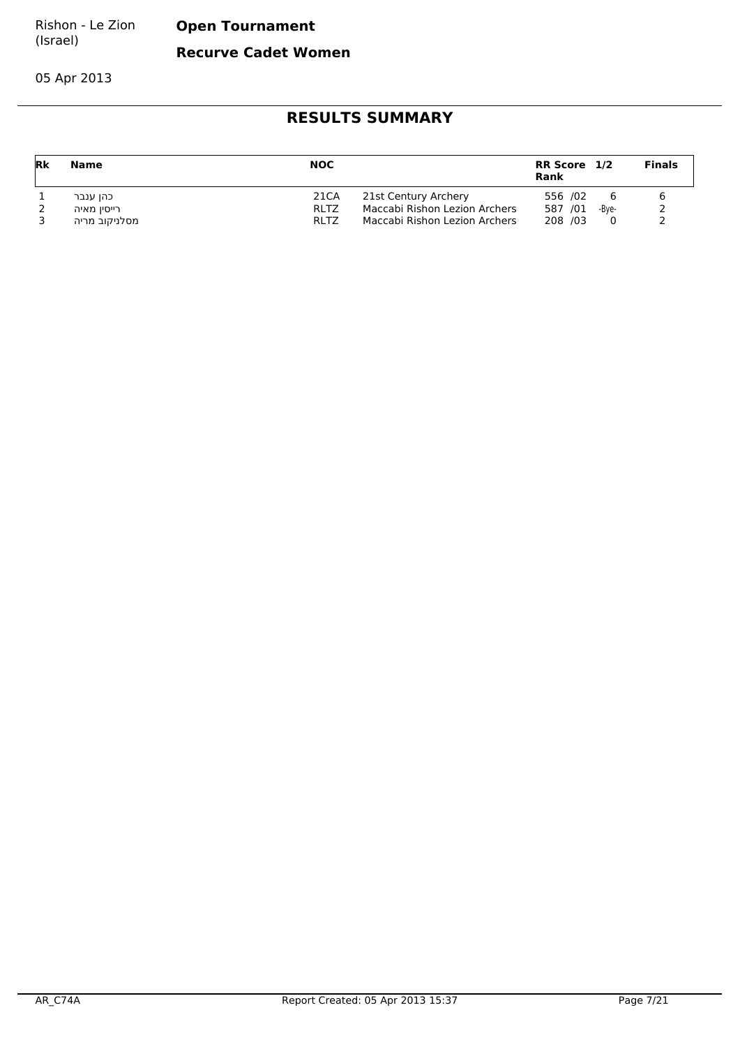Rishon - Le Zion (Israel)

**Open Tournament**

**Recurve Cadet Women**

05 Apr 2013

## RESULTS SUMMARY

| Rk | Name | NOC | | RR Score Rank | 1/2 | Finals |
|---|---|---|---|---|---|---|
| 1 | כהן ענבר | 21CA | 21st Century Archery | 556 /02 | 6 | 6 |
| 2 | רייסין מאיה | RLTZ | Maccabi Rishon Lezion Archers | 587 /01 | -Bye- | 2 |
| 3 | מסלניקוב מריה | RLTZ | Maccabi Rishon Lezion Archers | 208 /03 | 0 | 2 |

AR_C74A Report Created: 05 Apr 2013 15:37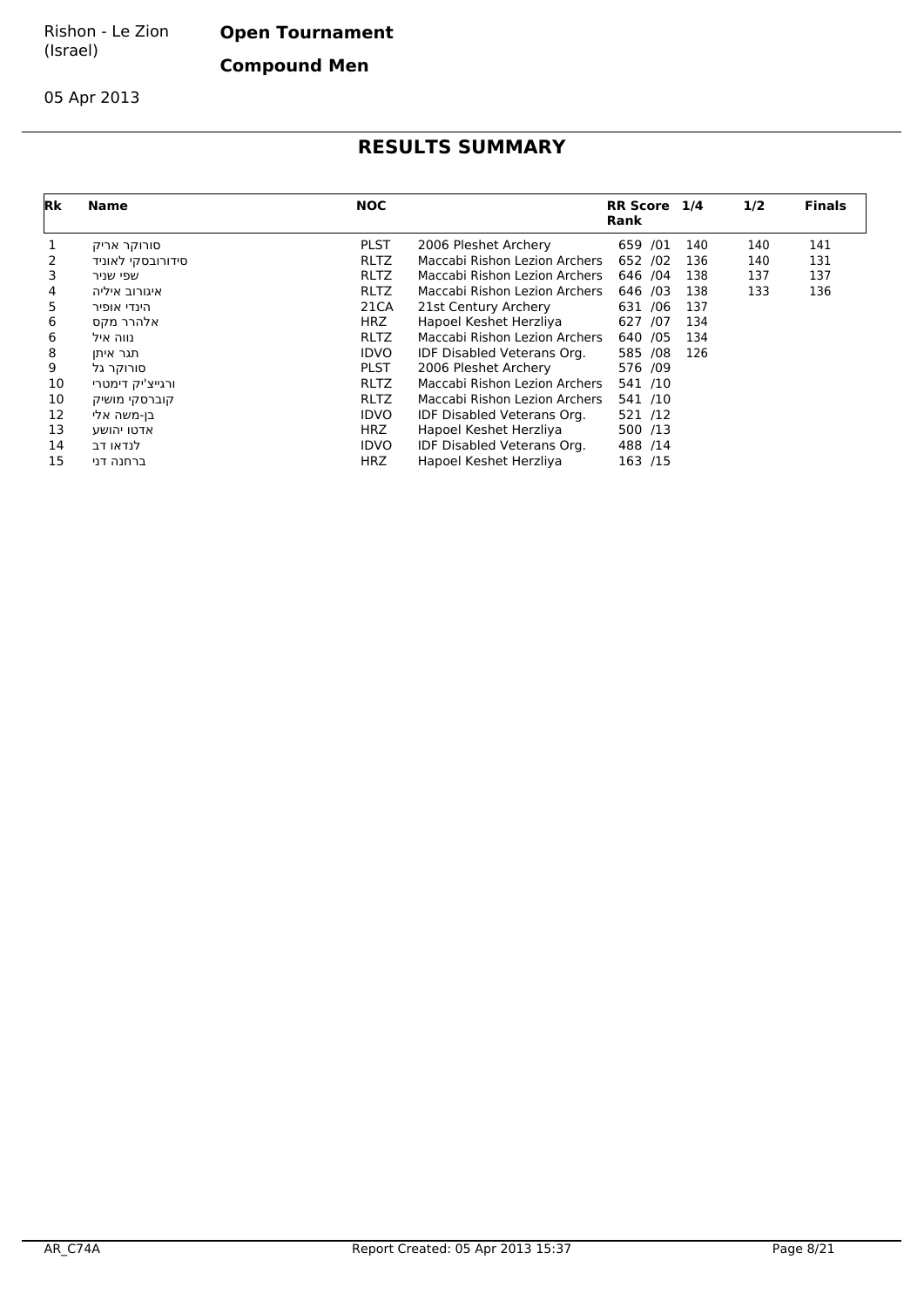Rishon - Le Zion (Israel)

**Open Tournament**

**Compound Men**

05 Apr 2013

## RESULTS SUMMARY

| Rk | Name | NOC | | RR Score Rank | 1/4 | 1/2 | Finals |
|---|---|---|---|---|---|---|---|
| 1 | סורוקר אריק | PLST | 2006 Pleshet Archery | 659 /01 | 140 | 140 | 141 |
| 2 | סידורובסקי לאוניד | RLTZ | Maccabi Rishon Lezion Archers | 652 /02 | 136 | 140 | 131 |
| 3 | שפי שניר | RLTZ | Maccabi Rishon Lezion Archers | 646 /04 | 138 | 137 | 137 |
| 4 | איגורוב איליה | RLTZ | Maccabi Rishon Lezion Archers | 646 /03 | 138 | 133 | 136 |
| 5 | הינדי אופיר | 21CA | 21st Century Archery | 631 /06 | 137 | | |
| 6 | אלהרר מקס | HRZ | Hapoel Keshet Herzliya | 627 /07 | 134 | | |
| 6 | נווה איל | RLTZ | Maccabi Rishon Lezion Archers | 640 /05 | 134 | | |
| 8 | תגר איתן | IDVO | IDF Disabled Veterans Org. | 585 /08 | 126 | | |
| 9 | סורוקר גל | PLST | 2006 Pleshet Archery | 576 /09 | | | |
| 10 | ורגייצ'יק דימטרי | RLTZ | Maccabi Rishon Lezion Archers | 541 /10 | | | |
| 10 | קוברסקי מושיק | RLTZ | Maccabi Rishon Lezion Archers | 541 /10 | | | |
| 12 | בן-משה אלי | IDVO | IDF Disabled Veterans Org. | 521 /12 | | | |
| 13 | אדטו יהושע | HRZ | Hapoel Keshet Herzliya | 500 /13 | | | |
| 14 | לנדאו דב | IDVO | IDF Disabled Veterans Org. | 488 /14 | | | |
| 15 | ברחנה דני | HRZ | Hapoel Keshet Herzliya | 163 /15 | | | |

AR_C74A Report Created: 05 Apr 2013 15:37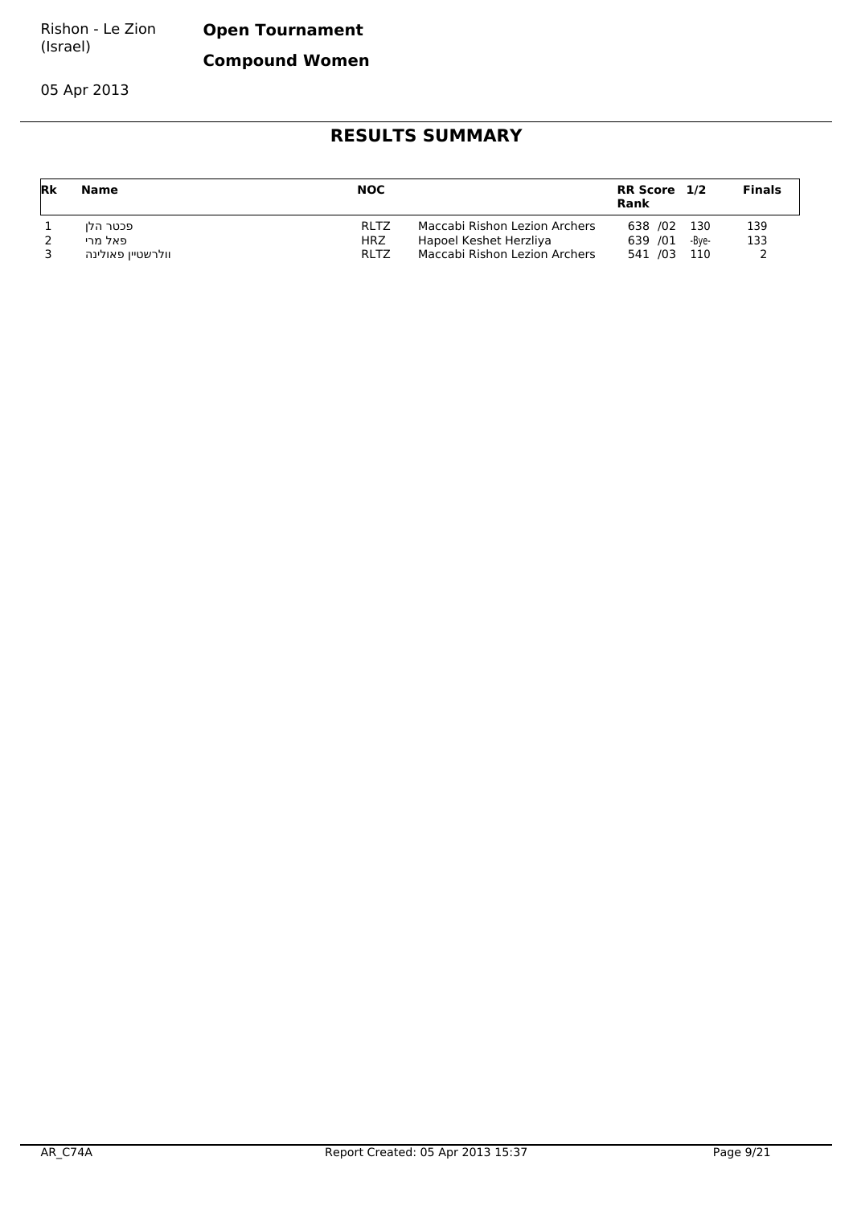Rishon - Le Zion (Israel)

**Open Tournament**

**Compound Women**

05 Apr 2013

## RESULTS SUMMARY

| Rk | Name | NOC | | RR Score Rank | 1/2 | Finals |
|---|---|---|---|---|---|---|
| 1 | פכטר הלן | RLTZ | Maccabi Rishon Lezion Archers | 638 /02 | 130 | 139 |
| 2 | פאל מרי | HRZ | Hapoel Keshet Herzliya | 639 /01 | -Bye- | 133 |
| 3 | וולרשטיין פאולינה | RLTZ | Maccabi Rishon Lezion Archers | 541 /03 | 110 | 2 |

AR_C74A Report Created: 05 Apr 2013 15:37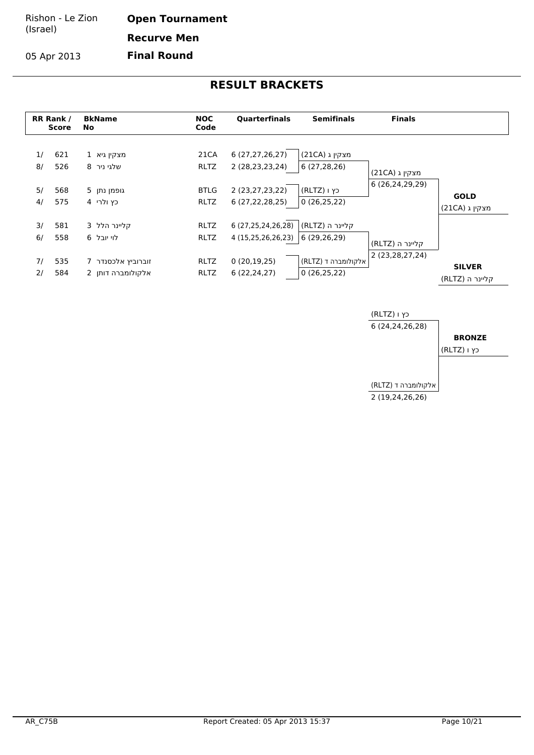Rishon - Le Zion (Israel)

05 Apr 2013

**Open Tournament**

**Recurve Men**

**Final Round**

## RESULT BRACKETS

| RR Rank / Score | BkName No | NOC Code | Quarterfinals | Semifinals | Finals | |
|---|---|---|---|---|---|---|
| 1/ 621 | 1 מצקין גיא | 21CA | 6 (27,27,26,27) | מצקין ג (21CA) | | |
| 8/ 526 | 8 שלגי ניר | RLTZ | 2 (28,23,23,24) | 6 (27,28,26) | מצקין ג (21CA) | |
| | | | | | 6 (26,24,29,29) | |
| 5/ 568 | 5 גופמן נתן | BTLG | 2 (23,27,23,22) | כץ ו (RLTZ) | | **GOLD** |
| 4/ 575 | 4 כץ ולרי | RLTZ | 6 (27,22,28,25) | 0 (26,25,22) | | מצקין ג (21CA) |
| 3/ 581 | 3 קליינר הלל | RLTZ | 6 (27,25,24,26,28) | קליינר ה (RLTZ) | | |
| 6/ 558 | 6 לוי יובל | RLTZ | 4 (15,25,26,26,23) | 6 (29,26,29) | קליינר ה (RLTZ) | |
| | | | | | 2 (23,28,27,24) | |
| 7/ 535 | 7 זוברוביץ אלכסנדר | RLTZ | 0 (20,19,25) | אלקולומברה ד (RLTZ) | | **SILVER** |
| 2/ 584 | 2 אלקולומברה דותן | RLTZ | 6 (22,24,27) | 0 (26,25,22) | | קליינר ה (RLTZ) |

| Bronze Match | | |
|---|---|---|
| כץ ו (RLTZ) | 6 (24,24,26,28) | **BRONZE** |
| אלקולומברה ד (RLTZ) | 2 (19,24,26,26) | כץ ו (RLTZ) |

AR_C75B

Report Created: 05 Apr 2013 15:37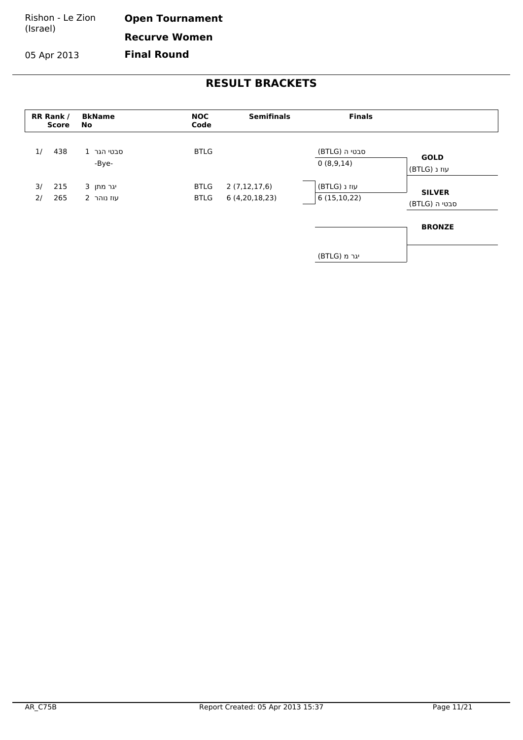Rishon - Le Zion (Israel)

05 Apr 2013

**Open Tournament**

**Recurve Women**

**Final Round**

# RESULT BRACKETS

| RR Rank / Score | | BkName No | | NOC Code | Semifinals | Finals | |
|---|---|---|---|---|---|---|---|
| 1/ | 438 | 1 | סבטי הגר | BTLG | | סבטי ה (BTLG) | **GOLD** |
| | | | -Bye- | | | 0 (8,9,14) | עוז נ (BTLG) |
| 3/ | 215 | 3 | יגר מתן | BTLG | 2 (7,12,17,6) | עוז נ (BTLG) | **SILVER** |
| 2/ | 265 | 2 | עוז נוהר | BTLG | 6 (4,20,18,23) | 6 (15,10,22) | סבטי ה (BTLG) |
| | | | | | | | **BRONZE** |
| | | | | | | יגר מ (BTLG) | |

AR_C75B

Report Created: 05 Apr 2013 15:37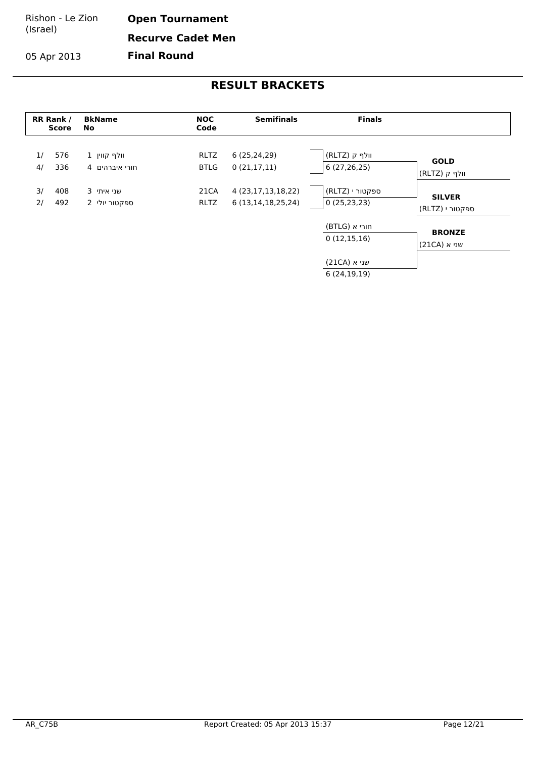Rishon - Le Zion (Israel)

05 Apr 2013

**Open Tournament**

**Recurve Cadet Men**

**Final Round**

# RESULT BRACKETS

| RR Rank / Score | | BkName No | | NOC Code | Semifinals | Finals | |
|---|---|---|---|---|---|---|---|
| 1/ | 576 | 1 | וולף קווין | RLTZ | 6 (25,24,29) | וולף ק (RLTZ) | **GOLD** |
| 4/ | 336 | 4 | חורי איברהים | BTLG | 0 (21,17,11) | 6 (27,26,25) | וולף ק (RLTZ) |
| 3/ | 408 | 3 | שני איתי | 21CA | 4 (23,17,13,18,22) | ספקטור י (RLTZ) | **SILVER** |
| 2/ | 492 | 2 | ספקטור יולי | RLTZ | 6 (13,14,18,25,24) | 0 (25,23,23) | ספקטור י (RLTZ) |
| | | | | | | חורי א (BTLG) | **BRONZE** |
| | | | | | | 0 (12,15,16) | שני א (21CA) |
| | | | | | | שני א (21CA) | |
| | | | | | | 6 (24,19,19) | |

AR_C75B

Report Created: 05 Apr 2013 15:37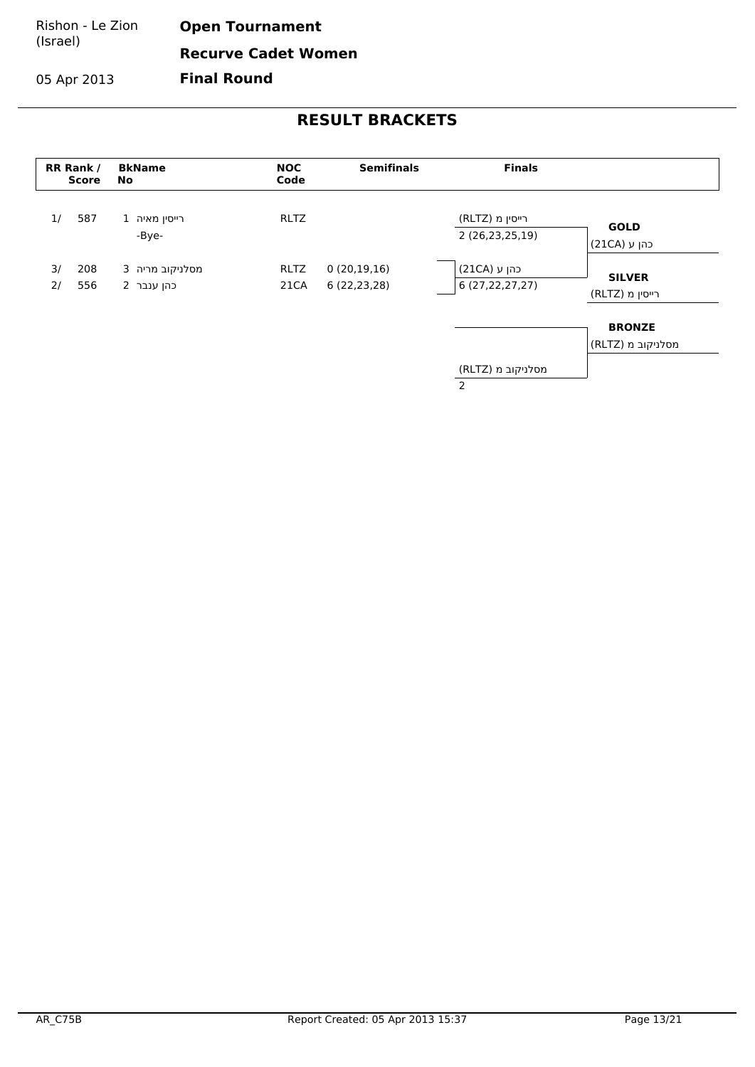Rishon - Le Zion (Israel)

05 Apr 2013

**Open Tournament**

**Recurve Cadet Women**

**Final Round**

# RESULT BRACKETS

| RR Rank / Score | | BkName No | | NOC Code | Semifinals | Finals | |
|---|---|---|---|---|---|---|---|
| 1/ | 587 | 1 | רייסין מאיה | RLTZ | | רייסין מ (RLTZ) 2 (26,23,25,19) | **GOLD** כהן ע (21CA) |
| | | | -Bye- | | | | |
| 3/ | 208 | 3 | מסלניקוב מריה | RLTZ | 0 (20,19,16) | כהן ע (21CA) 6 (27,22,27,27) | **SILVER** רייסין מ (RLTZ) |
| 2/ | 556 | 2 | כהן ענבר | 21CA | 6 (22,23,28) | | |
| | | | | | | מסלניקוב מ (RLTZ) 2 | **BRONZE** מסלניקוב מ (RLTZ) |

AR_C75B

Report Created: 05 Apr 2013 15:37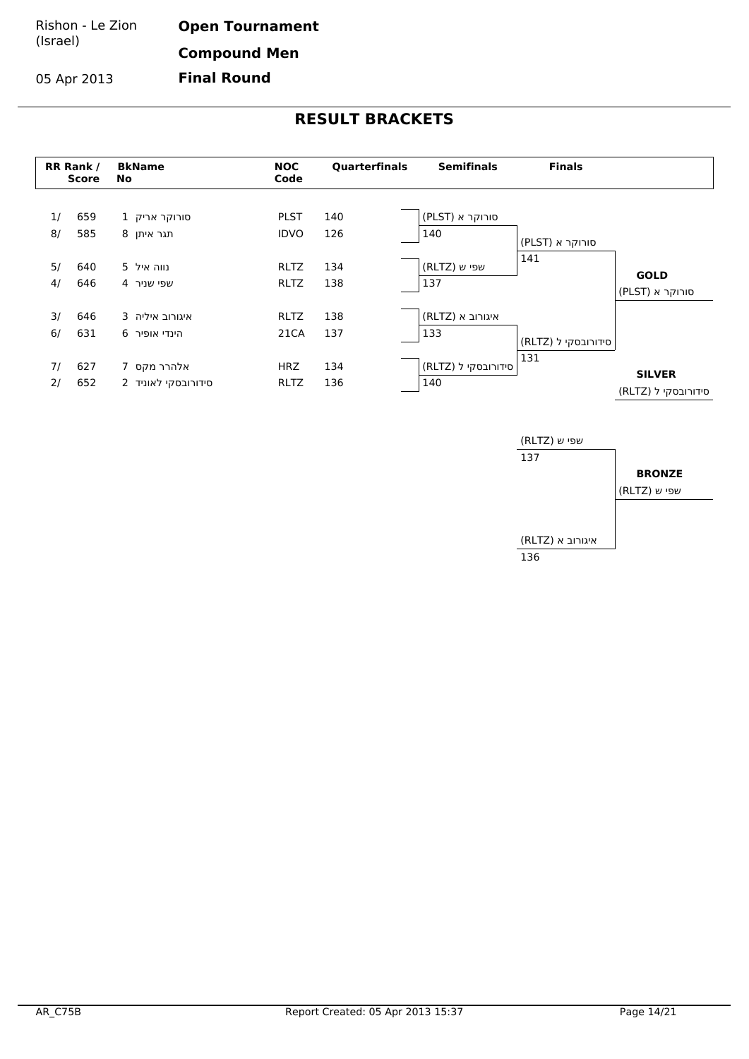Rishon - Le Zion (Israel)

05 Apr 2013

**Open Tournament**

**Compound Men**

**Final Round**

# RESULT BRACKETS

| RR Rank / Score | | BkName No | | NOC Code | Quarterfinals |
|---|---|---|---|---|---|
| 1/ | 659 | 1 | סורוקר אריק | PLST | 140 |
| 8/ | 585 | 8 | תגר איתן | IDVO | 126 |
| 5/ | 640 | 5 | נווה איל | RLTZ | 134 |
| 4/ | 646 | 4 | שפי שניר | RLTZ | 138 |
| 3/ | 646 | 3 | איגורוב איליה | RLTZ | 138 |
| 6/ | 631 | 6 | הינדי אופיר | 21CA | 137 |
| 7/ | 627 | 7 | אלהרר מקס | HRZ | 134 |
| 2/ | 652 | 2 | סידורובסקי לאוניד | RLTZ | 136 |

**Semifinals**

| Athlete | Score |
|---|---|
| סורוקר א (PLST) | 140 |
| שפי ש (RLTZ) | 137 |
| איגורוב א (RLTZ) | 133 |
| סידורובסקי ל (RLTZ) | 140 |

**Finals**

| Athlete | Score |
|---|---|
| סורוקר א (PLST) | 141 |
| סידורובסקי ל (RLTZ) | 131 |

**GOLD**: סורוקר א (PLST)

**SILVER**: סידורובסקי ל (RLTZ)

**Bronze match**

| Athlete | Score |
|---|---|
| שפי ש (RLTZ) | 137 |
| איגורוב א (RLTZ) | 136 |

**BRONZE**: שפי ש (RLTZ)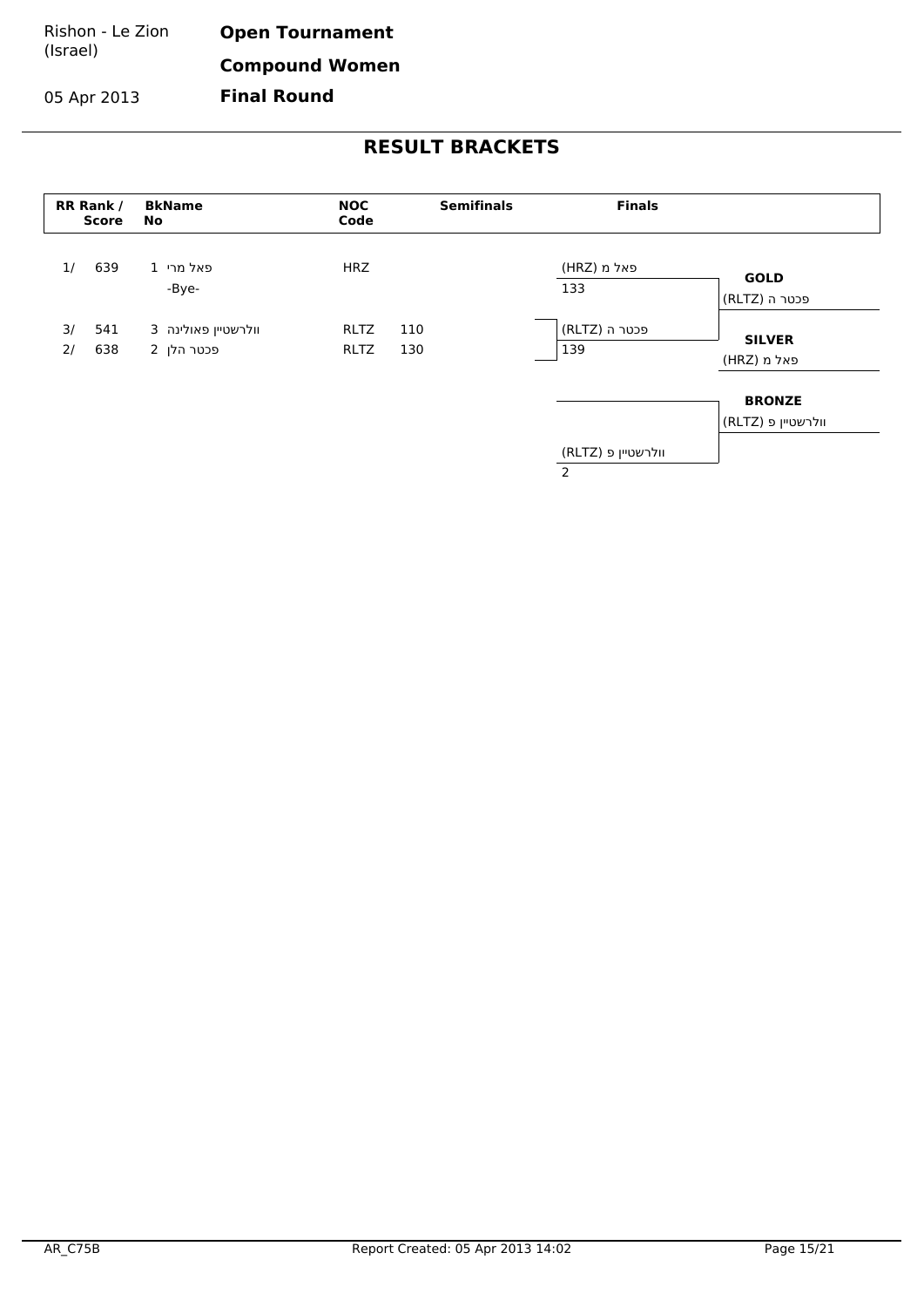Rishon - Le Zion (Israel)

05 Apr 2013

**Open Tournament**

**Compound Women**

**Final Round**

# RESULT BRACKETS

| RR Rank / Score | | BkName No | | NOC Code | Semifinals | Finals | |
|---|---|---|---|---|---|---|---|
| 1/ | 639 | 1 | פאל מרי | HRZ | | פאל מ (HRZ) 133 | **GOLD** פכטר ה (RLTZ) |
| | | | -Bye- | | | | |
| 3/ | 541 | 3 | וולרשטיין פאולינה | RLTZ | 110 | פכטר ה (RLTZ) 139 | **SILVER** פאל מ (HRZ) |
| 2/ | 638 | 2 | פכטר הלן | RLTZ | 130 | | |
| | | | | | | | **BRONZE** וולרשטיין פ (RLTZ) |
| | | | | | | וולרשטיין פ (RLTZ) 2 | |

AR_C75B

Report Created: 05 Apr 2013 14:02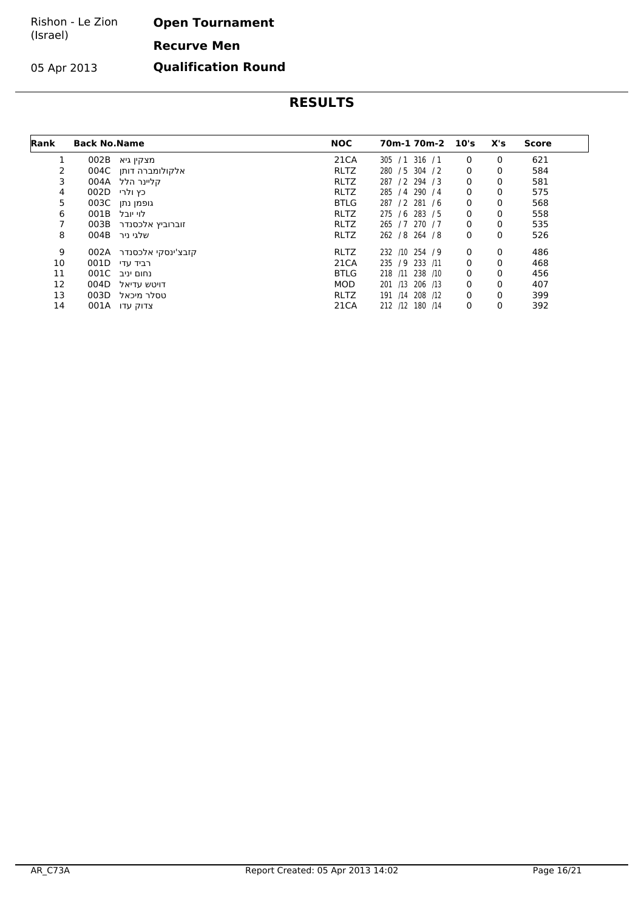Rishon - Le Zion (Israel)

05 Apr 2013

**Open Tournament**

**Recurve Men**

**Qualification Round**

## RESULTS

| Rank | Back No. | Name | NOC | 70m-1 | 70m-2 | 10's | X's | Score |
|---|---|---|---|---|---|---|---|---|
| 1 | 002B | מצקין גיא | 21CA | 305 / 1 | 316 / 1 | 0 | 0 | 621 |
| 2 | 004C | אלקולומברה דותן | RLTZ | 280 / 5 | 304 / 2 | 0 | 0 | 584 |
| 3 | 004A | קליינר הלל | RLTZ | 287 / 2 | 294 / 3 | 0 | 0 | 581 |
| 4 | 002D | כץ ולרי | RLTZ | 285 / 4 | 290 / 4 | 0 | 0 | 575 |
| 5 | 003C | גופמן נתן | BTLG | 287 / 2 | 281 / 6 | 0 | 0 | 568 |
| 6 | 001B | לוי יובל | RLTZ | 275 / 6 | 283 / 5 | 0 | 0 | 558 |
| 7 | 003B | זוברוביץ אלכסנדר | RLTZ | 265 / 7 | 270 / 7 | 0 | 0 | 535 |
| 8 | 004B | שלגי ניר | RLTZ | 262 / 8 | 264 / 8 | 0 | 0 | 526 |
| 9 | 002A | קזבצ'ינסקי אלכסנדר | RLTZ | 232 /10 | 254 / 9 | 0 | 0 | 486 |
| 10 | 001D | רביד עדי | 21CA | 235 / 9 | 233 /11 | 0 | 0 | 468 |
| 11 | 001C | נחום יניב | BTLG | 218 /11 | 238 /10 | 0 | 0 | 456 |
| 12 | 004D | דויטש עדיאל | MOD | 201 /13 | 206 /13 | 0 | 0 | 407 |
| 13 | 003D | טסלר מיכאל | RLTZ | 191 /14 | 208 /12 | 0 | 0 | 399 |
| 14 | 001A | צדוק עדו | 21CA | 212 /12 | 180 /14 | 0 | 0 | 392 |

AR_C73A Report Created: 05 Apr 2013 14:02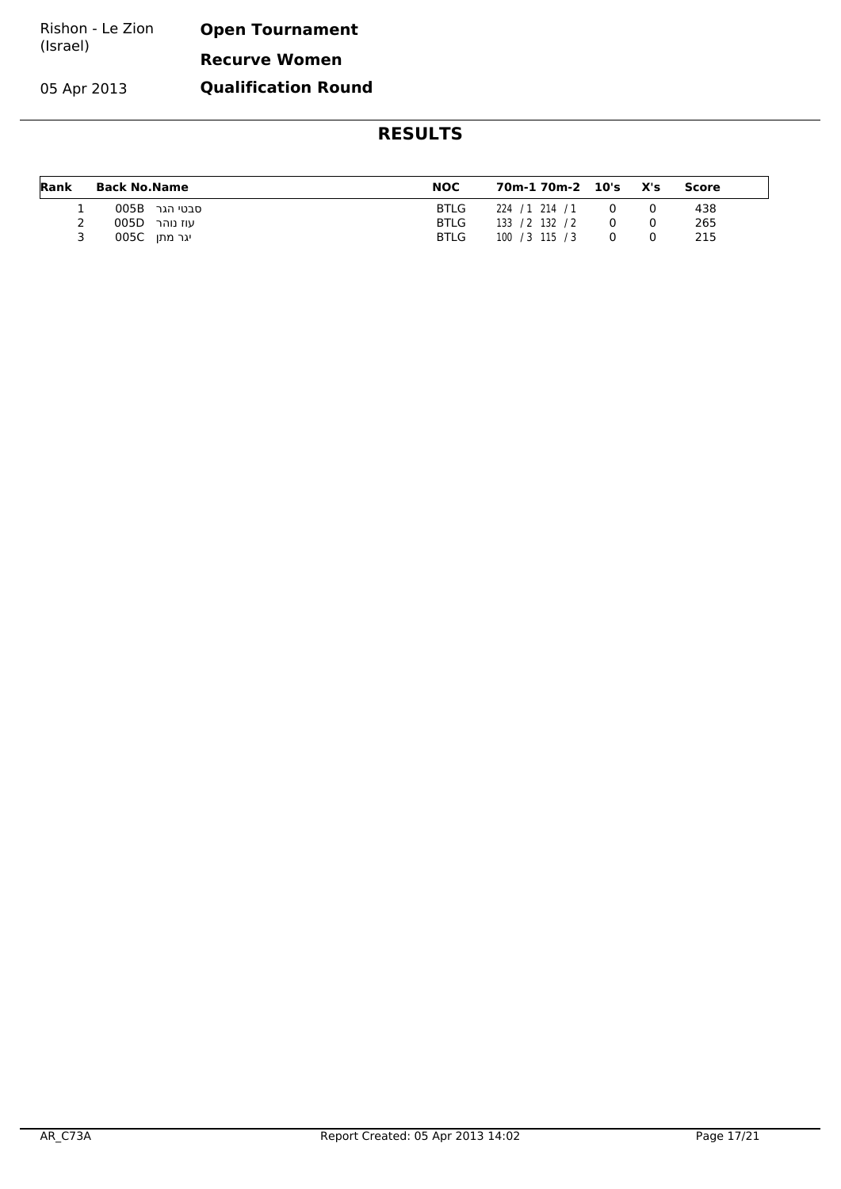Rishon - Le Zion (Israel)

05 Apr 2013

**Open Tournament**

**Recurve Women**

**Qualification Round**

# RESULTS

| Rank | Back No. | Name | NOC | 70m-1 | 70m-2 | 10's | X's | Score |
|---|---|---|---|---|---|---|---|---|
| 1 | 005B | סבטי הגר | BTLG | 224 / 1 | 214 / 1 | 0 | 0 | 438 |
| 2 | 005D | עוז נוהר | BTLG | 133 / 2 | 132 / 2 | 0 | 0 | 265 |
| 3 | 005C | יגר מתן | BTLG | 100 / 3 | 115 / 3 | 0 | 0 | 215 |

AR_C73A Report Created: 05 Apr 2013 14:02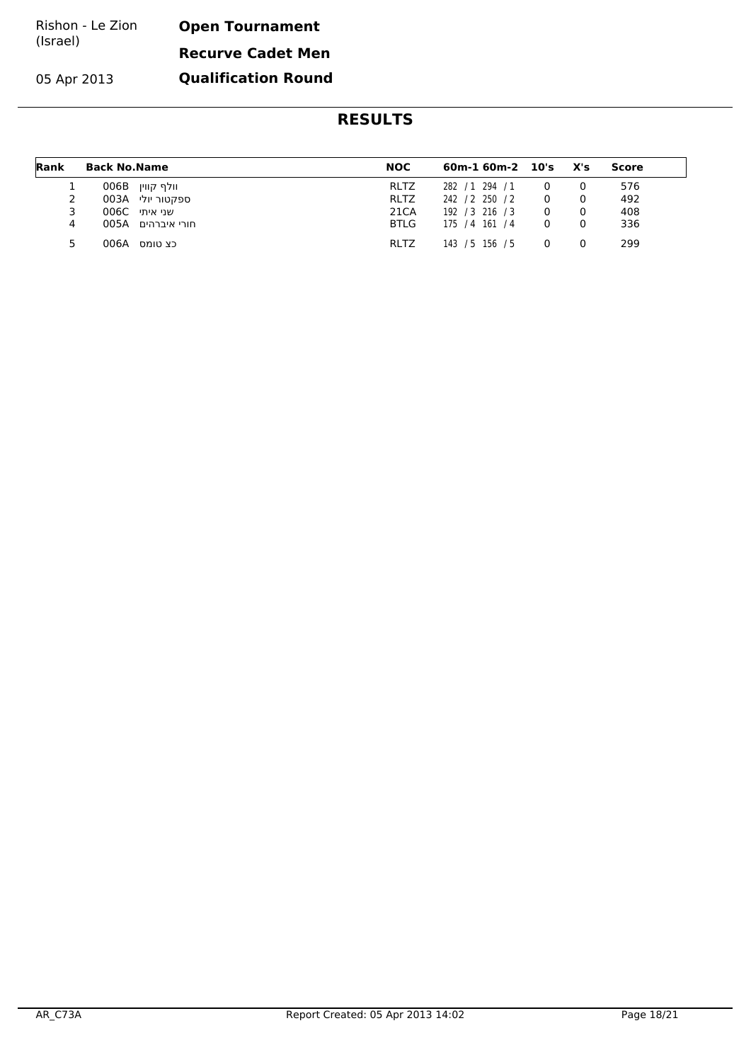Rishon - Le Zion (Israel)

05 Apr 2013

**Open Tournament**

**Recurve Cadet Men**

**Qualification Round**

# RESULTS

| Rank | Back No. | Name | NOC | 60m-1 | 60m-2 | 10's | X's | Score |
|---|---|---|---|---|---|---|---|---|
| 1 | 006B | וולף קווין | RLTZ | 282 / 1 | 294 / 1 | 0 | 0 | 576 |
| 2 | 003A | ספקטור יולי | RLTZ | 242 / 2 | 250 / 2 | 0 | 0 | 492 |
| 3 | 006C | שני איתי | 21CA | 192 / 3 | 216 / 3 | 0 | 0 | 408 |
| 4 | 005A | חורי איברהים | BTLG | 175 / 4 | 161 / 4 | 0 | 0 | 336 |
| 5 | 006A | כץ טומס | RLTZ | 143 / 5 | 156 / 5 | 0 | 0 | 299 |

AR_C73A    Report Created: 05 Apr 2013 14:02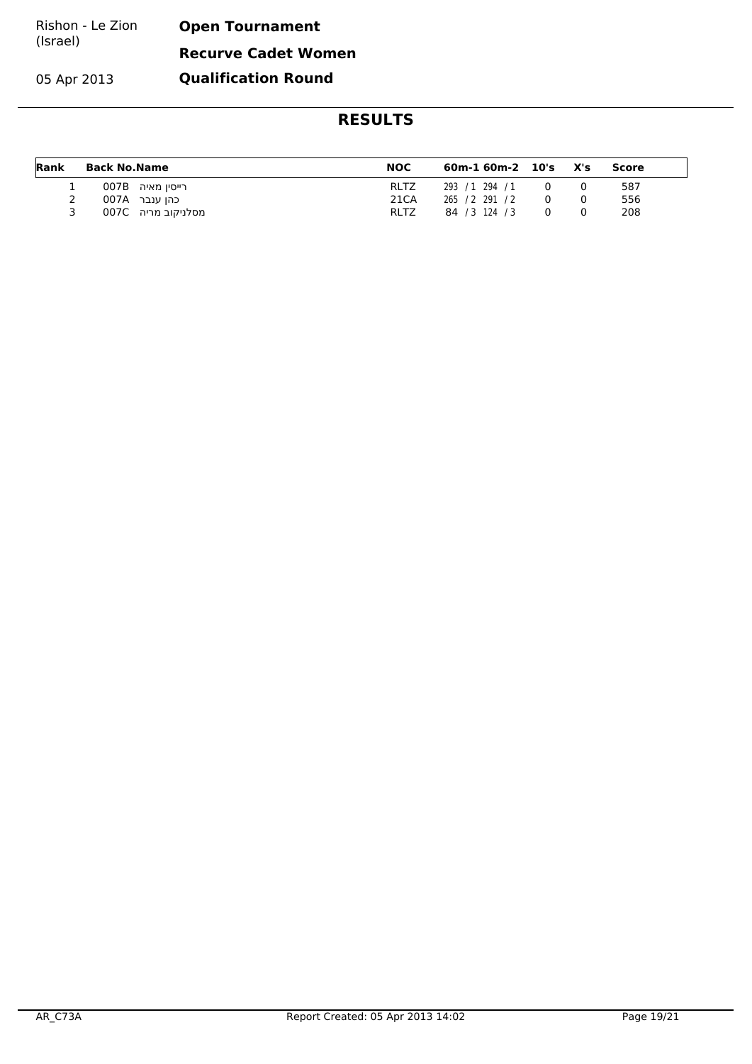Rishon - Le Zion (Israel)

05 Apr 2013

**Open Tournament**

**Recurve Cadet Women**

**Qualification Round**

## RESULTS

| Rank | Back No. | Name | NOC | 60m-1 | 60m-2 | 10's | X's | Score |
|---|---|---|---|---|---|---|---|---|
| 1 | 007B | רייסין מאיה | RLTZ | 293 / 1 | 294 / 1 | 0 | 0 | 587 |
| 2 | 007A | כהן ענבר | 21CA | 265 / 2 | 291 / 2 | 0 | 0 | 556 |
| 3 | 007C | מסלניקוב מריה | RLTZ | 84 / 3 | 124 / 3 | 0 | 0 | 208 |

AR_C73A    Report Created: 05 Apr 2013 14:02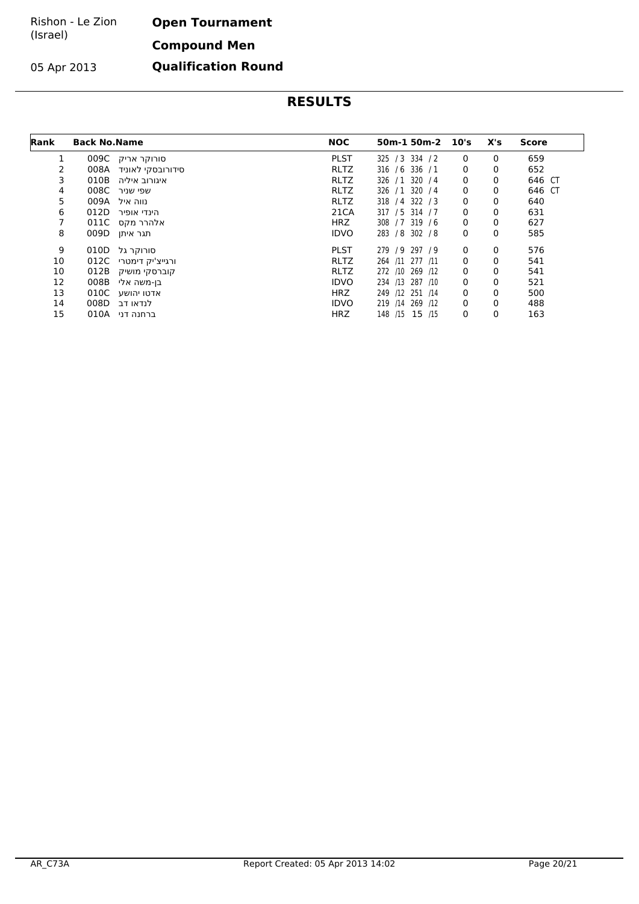Rishon - Le Zion (Israel)

05 Apr 2013

**Open Tournament**

**Compound Men**

**Qualification Round**

## RESULTS

| Rank | Back No. | Name | NOC | 50m-1 | 50m-2 | 10's | X's | Score |
|---|---|---|---|---|---|---|---|---|
| 1 | 009C | סורוקר אריק | PLST | 325 / 3 | 334 / 2 | 0 | 0 | 659 |
| 2 | 008A | סידורובסקי לאוניד | RLTZ | 316 / 6 | 336 / 1 | 0 | 0 | 652 |
| 3 | 010B | איגורוב איליה | RLTZ | 326 / 1 | 320 / 4 | 0 | 0 | 646 CT |
| 4 | 008C | שפי שניר | RLTZ | 326 / 1 | 320 / 4 | 0 | 0 | 646 CT |
| 5 | 009A | נווה איל | RLTZ | 318 / 4 | 322 / 3 | 0 | 0 | 640 |
| 6 | 012D | הינדי אופיר | 21CA | 317 / 5 | 314 / 7 | 0 | 0 | 631 |
| 7 | 011C | אלהרר מקס | HRZ | 308 / 7 | 319 / 6 | 0 | 0 | 627 |
| 8 | 009D | תגר איתן | IDVO | 283 / 8 | 302 / 8 | 0 | 0 | 585 |
| 9 | 010D | סורוקר גל | PLST | 279 / 9 | 297 / 9 | 0 | 0 | 576 |
| 10 | 012C | ורגייצ'יק דימטרי | RLTZ | 264 /11 | 277 /11 | 0 | 0 | 541 |
| 10 | 012B | קוברסקי מושיק | RLTZ | 272 /10 | 269 /12 | 0 | 0 | 541 |
| 12 | 008B | בן-משה אלי | IDVO | 234 /13 | 287 /10 | 0 | 0 | 521 |
| 13 | 010C | אדטו יהושע | HRZ | 249 /12 | 251 /14 | 0 | 0 | 500 |
| 14 | 008D | לנדאו דב | IDVO | 219 /14 | 269 /12 | 0 | 0 | 488 |
| 15 | 010A | ברחנה דני | HRZ | 148 /15 | 15 /15 | 0 | 0 | 163 |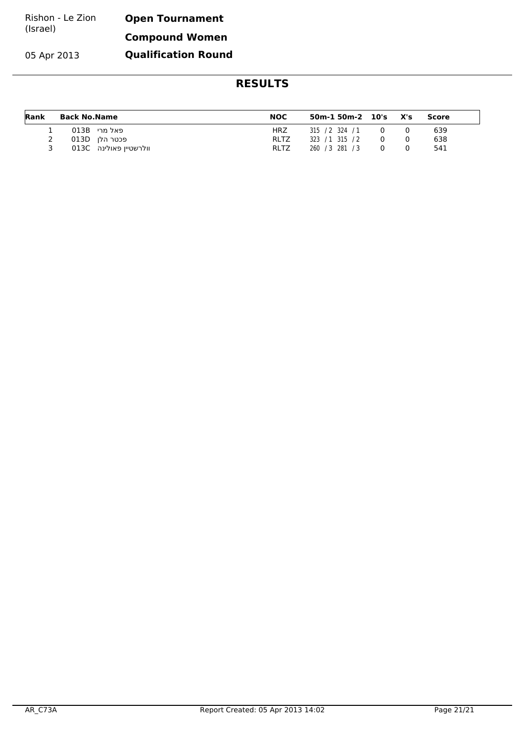Rishon - Le Zion (Israel)

05 Apr 2013

**Open Tournament**

**Compound Women**

**Qualification Round**

## RESULTS

| Rank | Back No. | Name | NOC | 50m-1 | 50m-2 | 10's | X's | Score |
|---|---|---|---|---|---|---|---|---|
| 1 | 013B | פאל מרי | HRZ | 315 / 2 | 324 / 1 | 0 | 0 | 639 |
| 2 | 013D | פכטר הלן | RLTZ | 323 / 1 | 315 / 2 | 0 | 0 | 638 |
| 3 | 013C | וולרשטיין פאולינה | RLTZ | 260 / 3 | 281 / 3 | 0 | 0 | 541 |

AR_C73A — Report Created: 05 Apr 2013 14:02